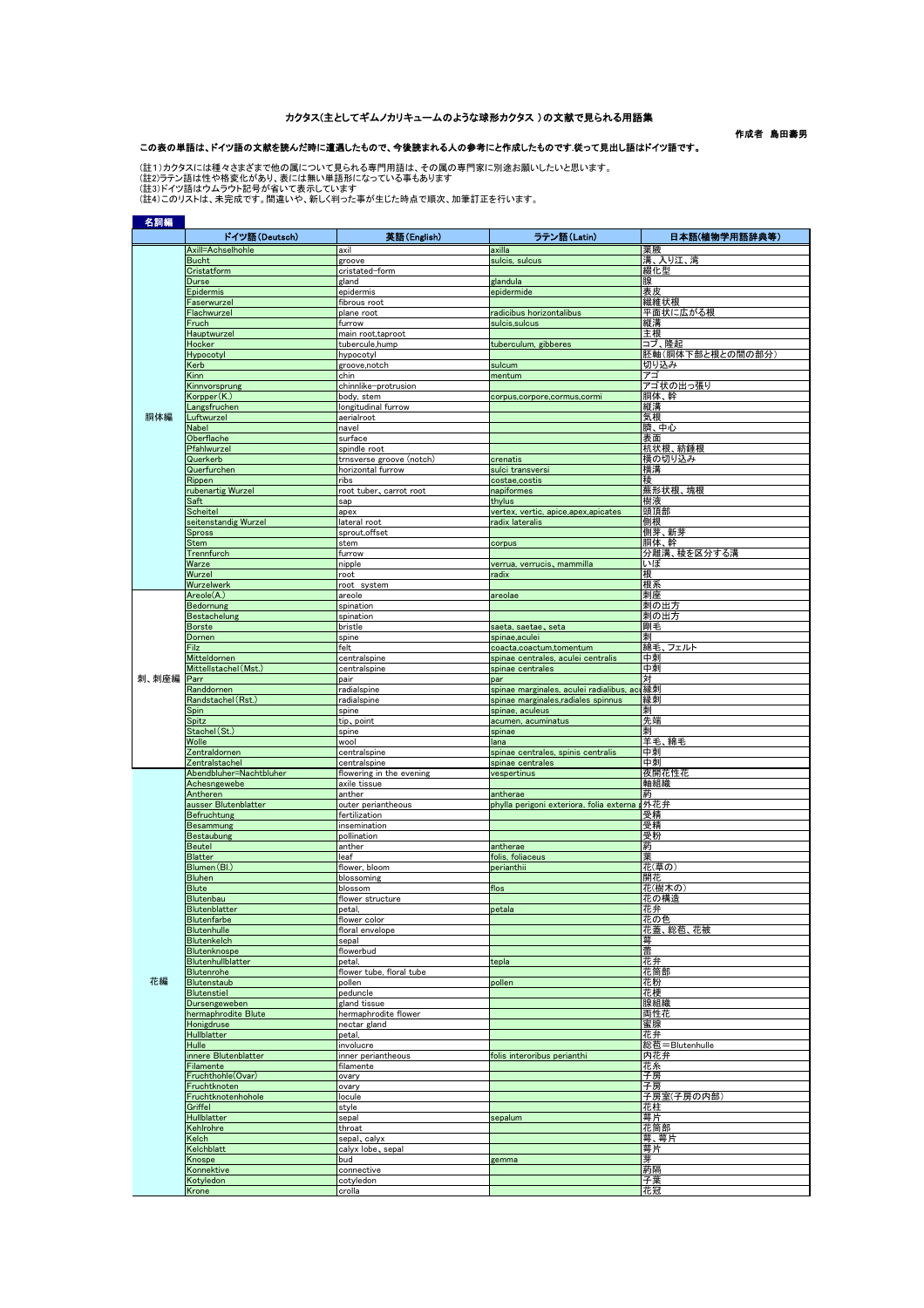# カクタス(主としてギムノカリキュームのような球形カクタス)の文献で見られる用語集

作成者 島田壽男

**この表の単語は、ドイツ語の文献を読んだ時に遭遇したもので、今後読まれる人の参考にと作成したものです.従って見出し語はドイツ語です。**

(註1)カクタスには種々さまざまで他の属について見られる専門用語は、その属の専門家に別途お願いしたいと思います。
(註2)ラテン語は性や格変化があり、表には無い単語形になっている事もあります
(註3)ドイツ語はウムラウト記号が省いて表示しています
(註4)このリストは、未完成です。間違いや、新しく判った事が生じた時点で順次、加筆訂正を行います。

## 名詞編

| | ドイツ語(Deutsch) | 英語(English) | ラテン語(Latin) | 日本語(植物学用語辞典等) |
|---|---|---|---|---|
| 胴体編 | Axill=Achselhohle | axil | axilla | 葉腋 |
| | Bucht | groove | sulcis, sulcus | 溝、入り江、湾 |
| | Cristatform | cristated-form | | 綴化型 |
| | Durse | gland | glandula | 腺 |
| | Epidermis | epidermis | epidermide | 表皮 |
| | Faserwurzel | fibrous root | | 繊維状根 |
| | Flachwurzel | plane root | radicibus horizontalibus | 平面状に広がる根 |
| | Fruch | furrow | sulcis,sulcus | 縦溝 |
| | Hauptwurzel | main root,taproot | | 主根 |
| | Hocker | tubercule,hump | tuberculum, gibberes | コブ、隆起 |
| | Hypocotyl | hypocotyl | | 胚軸(胴体下部と根との間の部分) |
| | Kerb | groove,notch | sulcum | 切り込み |
| | Kinn | chin | mentum | アゴ |
| | Kinnvorsprung | chinnlike-protrusion | | アゴ状の出っ張り |
| | Korpper(K.) | body, stem | corpus,corpore,cormus,cormi | 胴体、幹 |
| | Langsfruchen | longitudinal furrow | | 縦溝 |
| | Luftwurzel | aerialroot | | 気根 |
| | Nabel | navel | | 臍、中心 |
| | Oberflache | surface | | 表面 |
| | Pfahlwurzel | spindle root | | 杭状根、紡錘根 |
| | Querkerb | trnsverse groove (notch) | crenatis | 横の切り込み |
| | Querfurchen | horizontal furrow | sulci transversi | 横溝 |
| | Rippen | ribs | costae,costis | 稜 |
| | rubenartig Wurzel | root tuber、carrot root | napiformes | 蕪形状根、塊根 |
| | Saft | sap | thylus | 樹液 |
| | Scheitel | apex | vertex, vertic, apice,apex,apicates | 頭頂部 |
| | seitenstandig Wurzel | lateral root | radix lateralis | 側根 |
| | Spross | sprout,offset | | 側芽、新芽 |
| | Stem | stem | corpus | 胴体、幹 |
| | Trennfurch | furrow | | 分離溝、稜を区分する溝 |
| | Warze | nipple | verrua, verrucis、mammilla | いぼ |
| | Wurzel | root | radix | 根 |
| | Wurzelwerk | root system | | 根系 |
| 刺、刺座編 | Areole(A.) | areole | areolae | 刺座 |
| | Bedornung | spination | | 刺の出方 |
| | Bestachelung | spination | | 刺の出方 |
| | Borste | bristle | saeta, saetae、seta | 剛毛 |
| | Dornen | spine | spinae,aculei | 刺 |
| | Filz | felt | coacta,coactum,tomentum | 綿毛、フェルト |
| | Mitteldornen | centralspine | spinae centrales, aculei centralis | 中刺 |
| | Mittellstachel(Mst.) | centralspine | spinae centrales | 中刺 |
| | Parr | pair | par | 対 |
| | Randdornen | radialspine | spinae marginales, aculei radialibus, ac | 縁刺 |
| | Randstachel(Rst.) | radialspine | spinae marginales,radiales spinnus | 縁刺 |
| | Spin | spine | spinae, aculeus | 刺 |
| | Spitz | tip、point | acumen, acuminatus | 先端 |
| | Stachel(St.) | spine | spinae | 刺 |
| | Wolle | wool | lana | 羊毛、綿毛 |
| | Zentraldornen | centralspine | spinae centrales, spinis centralis | 中刺 |
| | Zentralstachel | centralspine | spinae centrales | 中刺 |
| 花編 | Abendbluher=Nachtbluher | flowering in the evening | vespertinus | 夜開花性花 |
| | Achsengewebe | axile tissue | | 軸組織 |
| | Antheren | anther | antherae | 葯 |
| | ausser Blutenblatter | outer periantheous | phylla perigoni exteriora, folia externa | 外花弁 |
| | Befruchtung | fertilization | | 受精 |
| | Besammung | insemination | | 受精 |
| | Bestaubung | pollination | | 受粉 |
| | Beutel | anther | antherae | 葯 |
| | Blatter | leaf | folis, foliaceus | 葉 |
| | Blumen(Bl.) | flower, bloom | perianthii | 花(草の) |
| | Bluhen | blossoming | | 開花 |
| | Blute | blossom | flos | 花(樹木の) |
| | Blutenbau | flower structure | | 花の構造 |
| | Blutenblatter | petal, | petala | 花弁 |
| | Blutenfarbe | flower color | | 花の色 |
| | Blutenhulle | floral envelope | | 花蓋、総苞、花被 |
| | Blutenkelch | sepal | | 萼 |
| | Blutenknospe | flowerbud | | 蕾 |
| | Blutenhullblatter | petal, | tepla | 花弁 |
| | Blutenrohe | flower tube, floral tube | | 花筒部 |
| | Blutenstaub | pollen | pollen | 花粉 |
| | Blutenstiel | peduncle | | 花梗 |
| | Dursengeweben | gland tissue | | 腺組織 |
| | hermaphrodite Blute | hermaphrodite flower | | 両性花 |
| | Honigdruse | nectar gland | | 蜜腺 |
| | Hullblatter | petal, | | 花弁 |
| | Hulle | involucre | | 総苞=Blutenhulle |
| | innere Blutenblatter | inner periantheous | folis interoribus perianthi | 内花弁 |
| | Filamente | filamente | | 花糸 |
| | Fruchthohle(Ovar) | ovary | | 子房 |
| | Fruchtknoten | ovary | | 子房 |
| | Fruchtknotenhohole | locule | | 子房室(子房の内部) |
| | Griffel | style | | 花柱 |
| | Hullblatter | sepal | sepalum | 萼片 |
| | Kehlrohre | throat | | 花筒部 |
| | Kelch | sepal、calyx | | 萼、萼片 |
| | Kelchblatt | calyx lobe、sepal | | 萼片 |
| | Knospe | bud | gemma | 芽 |
| | Konnektive | connective | | 葯隔 |
| | Kotyledon | cotyledon | | 子葉 |
| | Krone | crolla | | 花冠 |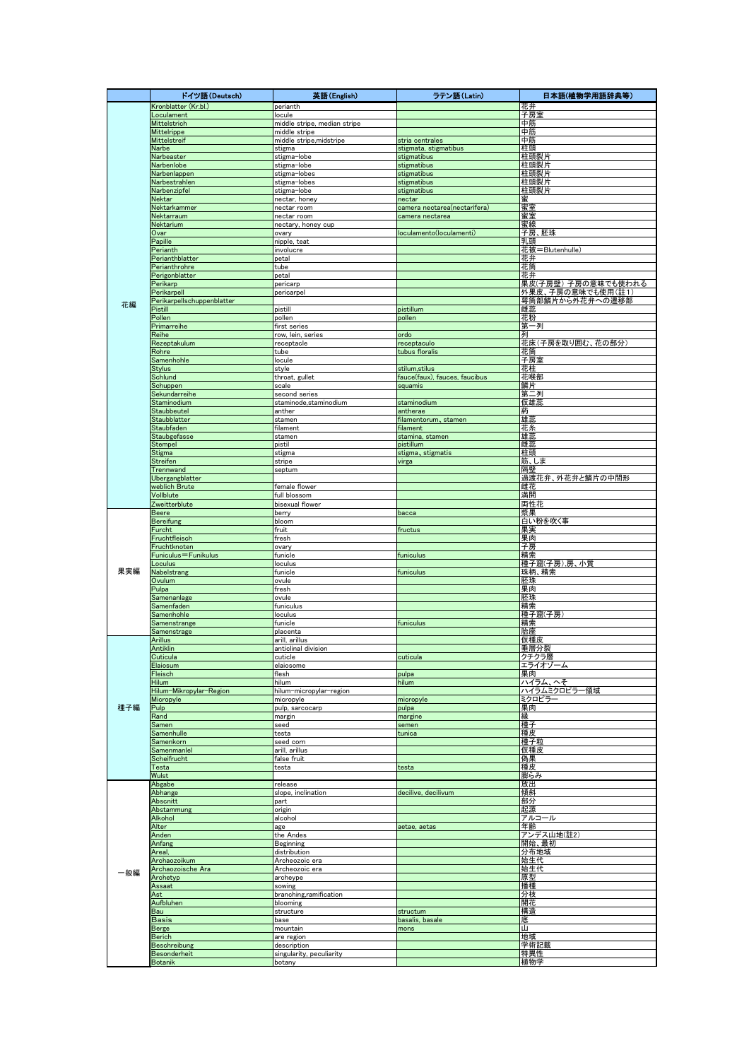| | ドイツ語(Deutsch) | 英語(English) | ラテン語(Latin) | 日本語(植物学用語辞典等) |
|---|---|---|---|---|
| 花編 | Kronblatter (Kr.bl.) | perianth | | 花弁 |
| | Loculament | locule | | 子房室 |
| | Mittelstrich | middle stripe, median stripe | | 中筋 |
| | Mittelrippe | middle stripe | | 中筋 |
| | Mittelstreif | middle stripe,midstripe | stria centrales | 中筋 |
| | Narbe | stigma | stigmata, stigmatibus | 柱頭 |
| | Narbeaster | stigma-lobe | stigmatibus | 柱頭裂片 |
| | Narbenlobe | stigma-lobe | stigmatibus | 柱頭裂片 |
| | Narbenlappen | stigma-lobes | stigmatibus | 柱頭裂片 |
| | Narbestrahlen | stigma-lobes | stigmatibus | 柱頭裂片 |
| | Narbenzipfel | stigma-lobe | stigmatibus | 柱頭裂片 |
| | Nektar | nectar, honey | nectar | 蜜 |
| | Nektarkammer | nectar room | camera nectarea(nectarifera) | 蜜室 |
| | Nektarraum | nectar room | camera nectarea | 蜜室 |
| | Nektarium | nectary, honey cup | | 蜜線 |
| | Ovar | ovary | loculamento(loculamenti) | 子房、胚珠 |
| | Papille | nipple, teat | | 乳頭 |
| | Perianth | involucre | | 花被=Blutenhulle) |
| | Perianthblatter | petal | | 花弁 |
| | Perianthrohre | tube | | 花筒 |
| | Perigonblatter | petal | | 花弁 |
| | Perikarp | pericarp | | 果皮(子房壁) 子房の意味でも使われる |
| | Perikarpell | pericarpel | | 外果皮、子房の意味でも使用(註1) |
| | Perikarpellschuppenblatter | | | 萼筒部鱗片から外花弁への遷移部 |
| | Pistill | pistill | pistillum | 雌蕊 |
| | Pollen | pollen | pollen | 花粉 |
| | Primarreihe | first series | | 第一列 |
| | Reihe | row, lein, series | ordo | 列 |
| | Rezeptakulum | receptacle | receptaculo | 花床(子房を取り囲む、花の部分) |
| | Rohre | tube | tubus floralis | 花筒 |
| | Samenhohle | locule | | 子房室 |
| | Stylus | style | stilum,stilus | 花柱 |
| | Schlund | throat, gullet | fauce(faux), fauces, faucibus | 花喉部 |
| | Schuppen | scale | squamis | 鱗片 |
| | Sekundarreihe | second series | | 第二列 |
| | Staminodium | staminode,staminodium | staminodium | 仮雄蕊 |
| | Staubbeutel | anther | antherae | 葯 |
| | Staubblatter | stamen | filamentorum、stamen | 雄蕊 |
| | Staubfaden | filament | filament | 花糸 |
| | Staubgefasse | stamen | stamina, stamen | 雄蕊 |
| | Stempel | pistil | pistillum | 雌蕊 |
| | Stigma | stigma | stigma、stigmatis | 柱頭 |
| | Streifen | stripe | virga | 筋、しま |
| | Trennwand | septum | | 隔壁 |
| | Ubergangblatter | | | 過渡花弁、外花弁と鱗片の中間形 |
| | weblich Brute | female flower | | 雌花 |
| | Vollblute | full blossom | | 満開 |
| | Zweitterblute | bisexual flower | | 両性花 |
| 果実編 | Beere | berry | bacca | 漿果 |
| | Bereifung | bloom | | 白い粉を吹く事 |
| | Furcht | fruit | fructus | 果実 |
| | Fruchtfleisch | fresh | | 果肉 |
| | Fruchtknoten | ovary | | 子房 |
| | Funiculus=Funikulus | funicle | funiculus | 精索 |
| | Loculus | loculus | | 種子窟(子房).房、小貫 |
| | Nabelstrang | funicle | funiculus | 珠柄、精索 |
| | Ovulum | ovule | | 胚珠 |
| | Pulpa | fresh | | 果肉 |
| | Samenanlage | ovule | | 胚珠 |
| | Samenfaden | funiculus | | 精索 |
| | Samenhohle | loculus | | 種子窟(子房) |
| | Samenstrange | funicle | funiculus | 精索 |
| | Samenstrage | placenta | | 胎座 |
| 種子編 | Arillus | arill, arillus | | 仮種皮 |
| | Antiklin | anticlinal division | | 垂層分裂 |
| | Cuticula | cuticle | cuticula | クチクラ層 |
| | Elaiosum | elaiosome | | エライオソーム |
| | Fleisch | flesh | pulpa | 果肉 |
| | Hilum | hilum | hilum | ハイラム、へそ |
| | Hilum-Mikropylar-Region | hilum-micropylar-region | | ハイラムミクロピラー領域 |
| | Micropyle | micropyle | micropyle | ミクロピラー |
| | Pulp | pulp, sarcocarp | pulpa | 果肉 |
| | Rand | margin | margine | 縁 |
| | Samen | seed | semen | 種子 |
| | Samenhulle | testa | tunica | 種皮 |
| | Samenkorn | seed corn | | 種子粒 |
| | Samenmanlel | arill, arillus | | 仮種皮 |
| | Scheifrucht | false fruit | | 偽果 |
| | Testa | testa | testa | 種皮 |
| | Wulst | | | 膨らみ |
| 一般編 | Abgabe | release | | 放出 |
| | Abhange | slope, inclination | decilive, decilivum | 傾斜 |
| | Abscnitt | part | | 部分 |
| | Abstammung | origin | | 起源 |
| | Alkohol | alcohol | | アルコール |
| | Alter | age | aetae, aetas | 年齢 |
| | Anden | the Andes | | アンデス山地(註2) |
| | Anfang | Beginning | | 開始、最初 |
| | Areal, | distribution | | 分布地域 |
| | Archaozoikum | Archeozoic era | | 始生代 |
| | Archaozoische Ara | Archeozoic era | | 始生代 |
| | Archetyp | archeype | | 原型 |
| | Assaat | sowing | | 播種 |
| | Ast | branching,ramification | | 分枝 |
| | Aufbluhen | blooming | | 開花 |
| | Bau | structure | structum | 構造 |
| | Basis | base | basalis, basale | 底 |
| | Berge | mountain | mons | 山 |
| | Berich | are region | | 地域 |
| | Beschreibung | description | | 学術記載 |
| | Besonderheit | singularity, peculiarity | | 特異性 |
| | Botanik | botany | | 植物学 |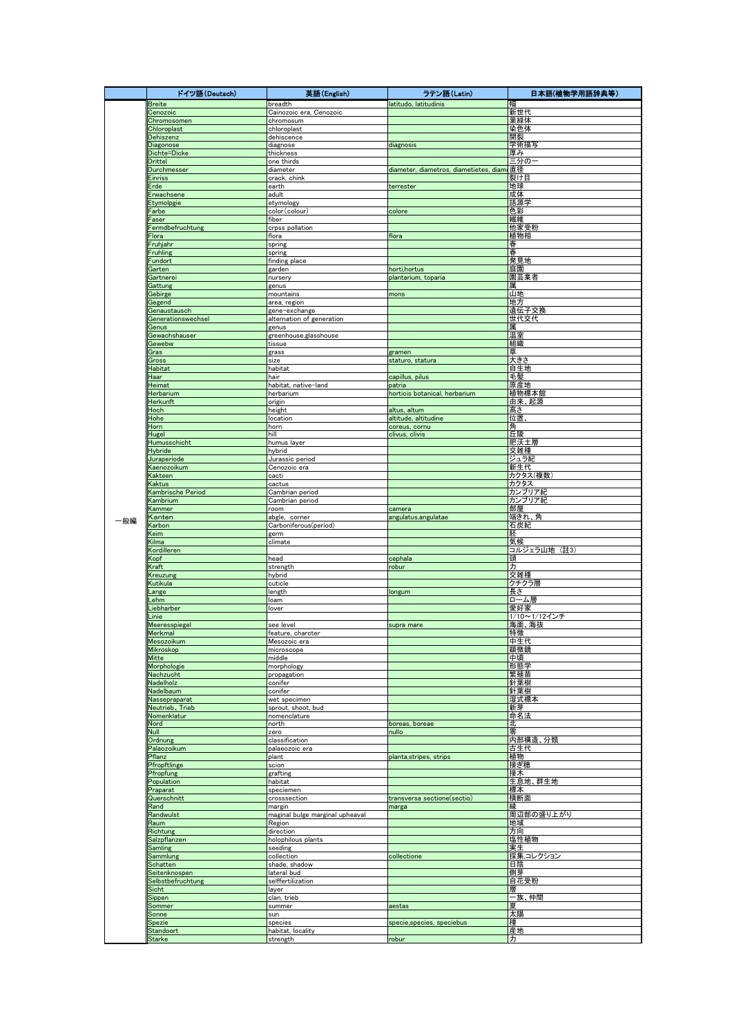| | ドイツ語(Deutsch) | 英語(English) | ラテン語(Latin) | 日本語(植物学用語辞典等) |
|---|---|---|---|---|
| 一般編 | Breite | breadth | latitudo, latitudinis | 幅 |
| | Cenozoic | Cainozoic era, Cenozoic | | 新世代 |
| | Chromosomen | chromosum | | 染色体 |
| | Chloroplast | chloroplast | | 葉緑体 |
| | Dehiszenz | dehiscence | | 開裂 |
| | Diagonose | diagnose | diagnosis | 学術描写 |
| | Dichte=Dicke | thickness | | 厚み |
| | Drittel | one thirds | | 三分の一 |
| | Durchmesser | diameter | diameter, diametros, diametietes, diam | 直径 |
| | Einriss | crack, chink | | 裂け目 |
| | Erde | earth | terrester | 地球 |
| | Erwachsene | adult | | 成体 |
| | Etymolpgie | etymology | | 語源学 |
| | Farbe | color(colour) | colore | 色彩 |
| | Faser | fiber | | 繊維 |
| | Fermdbefruchtung | crpss pollation | | 他家受粉 |
| | Flora | flora | flora | 植物相 |
| | Fruhjahr | spring | | 春 |
| | Fruhling | spring | | 春 |
| | Fundort | finding place | | 発見地 |
| | Garten | garden | horti,hortus | 庭園 |
| | Gartnerei | nursery | plantarium, toparia | 園芸業者 |
| | Gattung | genus | | 属 |
| | Gebirge | mountains | mons | 山地 |
| | Gegend | area, region | | 地方 |
| | Genaustausch | gene-exchange | | 遺伝子交換 |
| | Generationswechsel | alternation of generation | | 世代交代 |
| | Genus | genus | | 属 |
| | Gewachshauser | greenhouse,glasshouse | | 温室 |
| | Gewebw | tissue | | 組織 |
| | Gras | grass | gramen | 草 |
| | Gross | size | staturo, statura | 大きさ |
| | Habitat | habitat | | 自生地 |
| | Haar | hair | capillus, pilus | 毛髪 |
| | Heimat | habitat, native-land | patria | 原産地 |
| | Herbarium | herbarium | horticis botanical, herbarium | 植物標本館 |
| | Herkunft | origin | | 由来、起源 |
| | Hoch | height | altus, altum | 高さ |
| | Hohe | location | altitude, altitudine | 位置、 |
| | Horn | horn | coreus, cornu | 角 |
| | Hugel | hill | clivus, clivis | 丘陵 |
| | Humusschicht | humus layer | | 肥沃土層 |
| | Hybride | hybrid | | 交雑種 |
| | Juraperiode | Jurassic period | | ジュラ紀 |
| | Kaenozoikum | Cenozoic era | | 新生代 |
| | Kakteen | cacti | | カクタス(複数) |
| | Kaktus | cactus | | カクタス |
| | Kambrische Period | Cambrian period | | カンブリア紀 |
| | Kambrium | Cambrian period | | カンブリア紀 |
| | Kammer | room | camera | 部屋 |
| | Kanten | abgle, corner | angulatus,angulatae | 端きれ、角 |
| | Karbon | Carboniferous(period) | | 石炭紀 |
| | Keim | germ | | 胚 |
| | Klima | climate | | 気候 |
| | Kordilleren | | | コルジェラ山地 (註3) |
| | Kopf | head | cephala | 頭 |
| | Kraft | strength | robur | 力 |
| | Kreuzung | hybrid | | 交雑種 |
| | Kutikula | cuticle | | クチクラ層 |
| | Lange | length | longum | 長さ |
| | Lehm | loam | | ローム層 |
| | Liebharber | lover | | 愛好家 |
| | Linie | | | 1/10～1/12インチ |
| | Meeresspiegel | see level | supra mare | 海面、海抜 |
| | Merkmal | feature, charcter | | 特徴 |
| | Mesozoikum | Mesozoic era | | 中生代 |
| | Mikroskop | microscope | | 顕微鏡 |
| | Mitte | middle | | 中頃 |
| | Morphologie | morphology | | 形態学 |
| | Nachzucht | propagation | | 繁殖苗 |
| | Nadelholz | conifer | | 針葉樹 |
| | Nadelbaum | conifer | | 針葉樹 |
| | Nassepraparat | wet specimen | | 湿式標本 |
| | Neutrieb、Trieb | sprout, shoot, bud | | 新芽 |
| | Nomenklatur | nomenclature | | 命名法 |
| | Nord | north | boreas, boreae | 北 |
| | Null | zero | nullo | 零 |
| | Ordnung | classification | | 内部構造、分類 |
| | Palaozoikum | palaeozoic era | | 古生代 |
| | Pflanz | plant | planta,stripes, strips | 植物 |
| | Pfropftlinge | scion | | 接ぎ穂 |
| | Pfropfung | grafting | | 接木 |
| | Population | habitat | | 生息地、群生地 |
| | Praparat | speciemen | | 標本 |
| | Querschnitt | crosssection | transversa sectione(sectio) | 横断面 |
| | Rand | margin | marga | 縁 |
| | Randwulst | maginal bulge marginal upheaval | | 周辺部の盛り上がり |
| | Raum | Region | | 地域 |
| | Richtung | direction | | 方向 |
| | Salzpflanzen | holophilous plants | | 塩性植物 |
| | Samling | seeding | | 実生 |
| | Sammlung | collection | collectione | 採集,コレクション |
| | Schatten | shade, shadow | | 日陰 |
| | Seitenknospen | lateral bud | | 側芽 |
| | Selbstbefruchtung | selffertilization | | 自花受粉 |
| | Sicht | layer | | 層 |
| | Sippen | clan, trieb | | 一族、仲間 |
| | Sommer | summer | aestas | 夏 |
| | Sonne | sun | | 太陽 |
| | Spezie | species | specie,species, speciebus | 種 |
| | Standoort | habitat, locality | | 産地 |
| | Starke | strength | robur | 力 |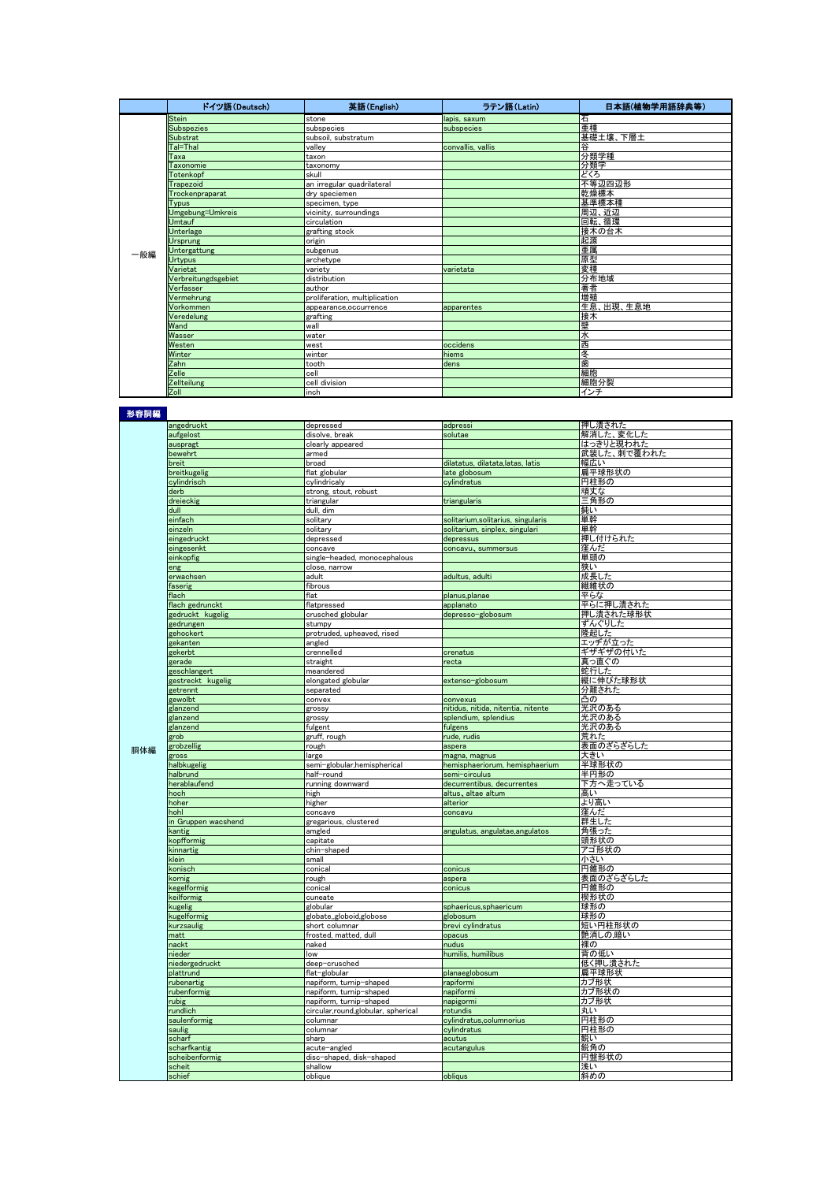| | ドイツ語(Deutsch) | 英語(English) | ラテン語(Latin) | 日本語(植物学用語辞典等) |
|---|---|---|---|---|
| 一般編 | Stein | stone | lapis, saxum | 石 |
| | Subspezies | subspecies | subspecies | 亜種 |
| | Substrat | subsoil, substratum | | 基礎土壌、下層土 |
| | Tal=Thal | valley | convallis, vallis | 谷 |
| | Taxa | taxon | | 分類学種 |
| | Taxonomie | taxonomy | | 分類学 |
| | Totenkopf | skull | | どくろ |
| | Trapezoid | an irregular quadrilateral | | 不等辺四辺形 |
| | Trockenpraparat | dry speciemen | | 乾燥標本 |
| | Typus | specimen, type | | 基準標本種 |
| | Umgebung=Umkreis | vicinity, surroundings | | 周辺、近辺 |
| | Umtauf | circulation | | 回転、循環 |
| | Unterlage | grafting stock | | 接木の台木 |
| | Ursprung | origin | | 起源 |
| | Untergattung | subgenus | | 亜属 |
| | Urtypus | archetype | | 原型 |
| | Varietat | variety | varietata | 変種 |
| | Verbreitungdsgebiet | distribution | | 分布地域 |
| | Verfasser | author | | 著者 |
| | Vermehrung | proliferation, multiplication | | 増殖 |
| | Vorkommen | appearance,occurrence | apparentes | 生息、出現、生息地 |
| | Veredelung | grafting | | 接木 |
| | Wand | wall | | 壁 |
| | Wasser | water | | 水 |
| | Westen | west | occidens | 西 |
| | Winter | winter | hiems | 冬 |
| | Zahn | tooth | dens | 歯 |
| | Zelle | cell | | 細胞 |
| | Zellteilung | cell division | | 細胞分裂 |
| | Zoll | inch | | インチ |

## 形容詞編

| | ドイツ語(Deutsch) | 英語(English) | ラテン語(Latin) | 日本語(植物学用語辞典等) |
|---|---|---|---|---|
| 胴体編 | angedruckt | depressed | adpressi | 押し潰された |
| | aufgelost | disolve, break | solutae | 解消した、変化した |
| | auspragt | clearly appeared | | はっきりと現われた |
| | bewehrt | armed | | 武装した、刺で覆われた |
| | breit | broad | dilatatus, dilatata,latas, latis | 幅広い |
| | breitkugelig | flat globular | late globosum | 扁平球形状の |
| | cylindrisch | cylindricaly | cylindratus | 円柱形の |
| | derb | strong, stout, robust | | 頑丈な |
| | dreieckig | triangular | triangularis | 三角形の |
| | dull | dull, dim | | 鈍い |
| | einfach | solitary | solitarium,solitarius, singularis | 単幹 |
| | einzeln | solitary | solitarium, sinplex, singulari | 単幹 |
| | eingedruckt | depressed | depressus | 押し付けられた |
| | eingesenkt | concave | concavu、summersus | 窪んだ |
| | einkopfig | single-headed, monocephalous | | 単頭の |
| | eng | close, narrow | | 狭い |
| | erwachsen | adult | adultus, adulti | 成長した |
| | faserig | fibrous | | 繊維状の |
| | flach | flat | planus,planae | 平らな |
| | flach gedrunckt | flatpressed | applanato | 平らに押し潰された |
| | gedruckt kugelig | crusched globular | depresso-globosum | 押し潰された球形状 |
| | gedrungen | stumpy | | ずんぐりした |
| | gehockert | protruded, upheaved, rised | | 隆起した |
| | gekanten | angled | | エッヂが立った |
| | gekerbt | crennelled | crenatus | ギザギザの付いた |
| | gerade | straight | recta | 真っ直ぐの |
| | geschlangert | meandered | | 蛇行した |
| | gestreckt kugelig | elongated globular | extenso-globosum | 縦に伸びた球形状 |
| | getrennt | separated | | 分離された |
| | gewolbt | convex | convexus | 凸の |
| | glanzend | grossy | nitidus, nitida, nitentia, nitente | 光沢のある |
| | glanzend | grossy | splendium, splendius | 光沢のある |
| | glanzend | fulgent | fulgens | 光沢のある |
| | grob | gruff, rough | rude, rudis | 荒れた |
| | grobzellig | rough | aspera | 表面のざらざらした |
| | gross | large | magna, magnus | 大きい |
| | halbkugelig | semi-globular,hemispherical | hemisphaeriorum, hemisphaerium | 半球形状の |
| | halbrund | half-round | semi-circulus | 半円形の |
| | herablaufend | running downward | decurrentibus, decurrentes | 下方へ走っている |
| | hoch | high | altus, altae altum | 高い |
| | hoher | higher | alterior | より高い |
| | hohl | concave | concavu | 窪んだ |
| | in Gruppen wacshend | gregarious, clustered | | 群生した |
| | kantig | amgled | angulatus, angulatae,angulatos | 角張った |
| | kopfformig | capitate | | 頭形状の |
| | kinnartig | chin-shaped | | アゴ形状の |
| | klein | small | | 小さい |
| | konisch | conical | conicus | 円錐形の |
| | kornig | rough | aspera | 表面のざらざらした |
| | kegelformig | conical | conicus | 円錐形の |
| | keilformig | cuneate | | 楔形状の |
| | kugelig | globular | sphaericus,sphaericum | 球形の |
| | kugelformig | globate,,globoid,globose | globosum | 球形の |
| | kurzsaulig | short columnar | brevi cylindratus | 短い円柱形状の |
| | matt | frosted, matted, dull | opacus | 艶消しの,暗い |
| | nackt | naked | nudus | 裸の |
| | nieder | low | humilis, humilibus | 背の低い |
| | niedergedruckt | deep-crusched | | 低く押し潰された |
| | plattrund | flat-globular | planaeglobosum | 扁平球形状 |
| | rubenartig | napiform, turnip-shaped | rapiformi | カブ形状 |
| | rubenformig | napiform, turnip-shaped | napiformi | カブ形状の |
| | rubig | napiform, turnip-shaped | napigormi | カブ形状 |
| | rundlich | circular,round,globular, spherical | rotundis | 丸い |
| | saulenformig | columnar | cylindratus,columnorius | 円柱形の |
| | saulig | columnar | cylindratus | 円柱形の |
| | scharf | sharp | acutus | 鋭い |
| | scharfkantig | acute-angled | acutangulus | 鋭角の |
| | scheibenformig | disc-shaped, disk-shaped | | 円盤形状の |
| | scheit | shallow | | 浅い |
| | schief | oblique | obliqus | 斜めの |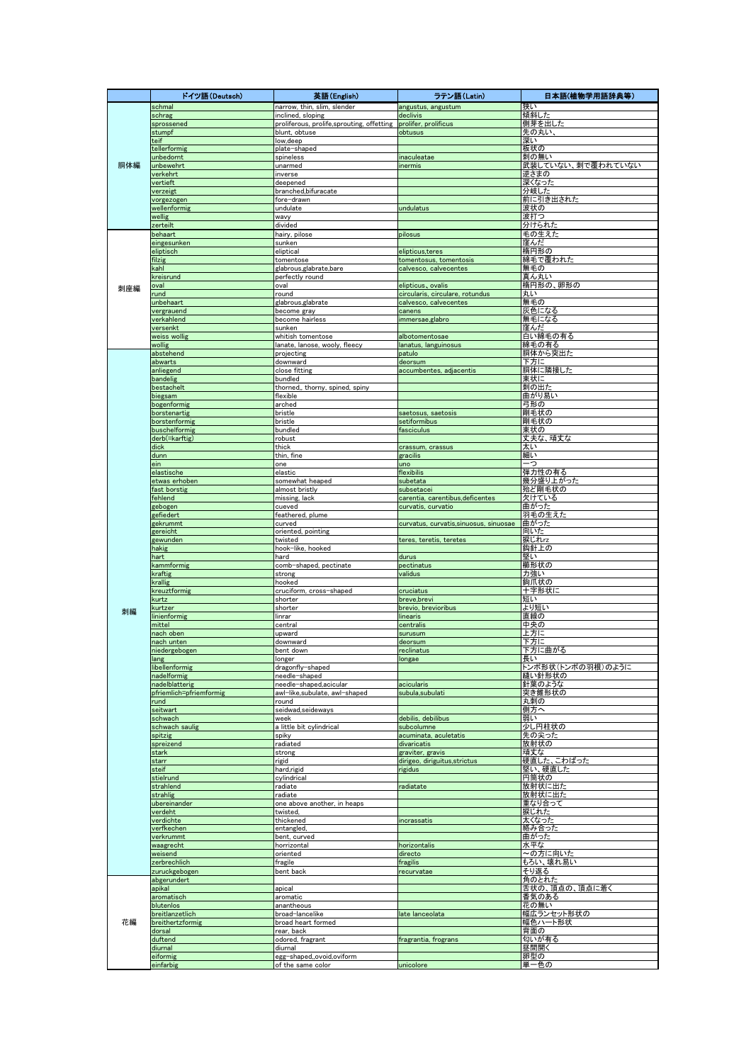| | ドイツ語(Deutsch) | 英語(English) | ラテン語(Latin) | 日本語(植物学用語辞典等) |
|---|---|---|---|---|
| 胴体編 | schmal | narrow, thin, slim, slender | angustus, angustum | 狭い |
| | schrag | inclined, sloping | declivis | 傾斜した |
| | sprossened | proliferous, prolife,sprouting, offetting | prolifer, prolificus | 側芽を出した |
| | stumpf | blunt, obtuse | obtusus | 先の丸い、 |
| | teif | low,deep | | 深い |
| | tellerformig | plate-shaped | | 板状の |
| | unbedornt | spineless | inaculeatae | 刺の無い |
| | unbewehrt | unarmed | inermis | 武装していない、刺で覆われていない |
| | verkehrt | inverse | | 逆さまの |
| | vertieft | deepened | | 深くなった |
| | verzeigt | branched,bifuracate | | 分岐した |
| | vorgezogen | fore-drawn | | 前に引き出された |
| | wellenformig | undulate | undulatus | 波状の |
| | wellig | wavy | | 波打つ |
| | zerteilt | divided | | 分けられた |
| 刺座編 | behaart | hairy, pilose | pilosus | 毛の生えた |
| | eingesunken | sunken | | 窪んだ |
| | eliptisch | eliptical | elipticus,teres | 楕円形の |
| | filzig | tomentose | tomentosus, tomentosis | 綿毛で覆われた |
| | kahl | glabrous,glabrate,bare | calvesco, calvecentes | 無毛の |
| | kreisrund | perfectly round | | 真ん丸い |
| | oval | oval | elipticus、ovalis | 楕円形の、卵形の |
| | rund | round | circularis, circulare, rotundus | 丸い |
| | unbehaart | glabrous,glabrate | calvesco, calvecentes | 無毛の |
| | vergrauend | become gray | canens | 灰色になる |
| | verkahlend | become hairless | immersae,glabro | 無毛になる |
| | versenkt | sunken | | 窪んだ |
| | weiss wollig | whitish tomentose | albotomentosae | 白い綿毛の有る |
| | wollig | lanate, lanose, wooly, fleecy | lanatus, languinosus | 綿毛の有る |
| 刺編 | abstehend | projecting | patulo | 胴体から突出た |
| | abwarts | downward | deorsum | 下方に |
| | anliegend | close fitting | accumbentes, adjacentis | 胴体に隣接した |
| | bandelig | bundled | | 束状に |
| | bestachelt | thorned,, thorny, spined, spiny | | 刺の出た |
| | biegsam | flexible | | 曲がり易い |
| | bogenformig | arched | | 弓形の |
| | borstenartig | bristle | saetosus, saetosis | 剛毛状の |
| | borstenformig | bristle | setiformibus | 剛毛状の |
| | buschelformig | bundled | fasciculus | 束状の |
| | derb(=karftig) | robust | | 丈夫な、頑丈な |
| | dick | thick | crassum, crassus | 太い |
| | dunn | thin, fine | gracilis | 細い |
| | ein | one | uno | 一つ |
| | elastische | elastic | flexibilis | 弾力性の有る |
| | etwas erhoben | somewhat heaped | subetata | 幾分盛り上がった |
| | fast borstig | almost bristly | subsetacei | 殆ど剛毛状の |
| | fehlend | missing, lack | carentia, carentibus,deficentes | 欠けている |
| | gebogen | cueved | curvatis, curvatio | 曲がった |
| | gefiedert | feathered, plume | | 羽毛の生えた |
| | gekrummt | curved | curvatus, curvatis,sinuosus, sinuosae | 曲がった |
| | gereicht | oriented, pointing | | 向いた |
| | gewunden | twisted | teres, teretis, teretes | 捩じれrz |
| | hakig | hook-like, hooked | | 鉤針上の |
| | hart | hard | durus | 堅い |
| | kammformig | comb-shaped, pectinate | pectinatus | 櫛形状の |
| | kraftig | strong | validus | 力強い |
| | krallig | hooked | | 鉤爪状の |
| | kreuztformig | cruciform, cross-shaped | cruciatus | 十字形状に |
| | kurtz | shorter | breve,brevi | 短い |
| | kurtzer | shorter | brevio, brevioribus | より短い |
| | linienformig | linrar | linearis | 直線の |
| | mittel | central | centralis | 中央の |
| | nach oben | upward | surusum | 上方に |
| | nach unten | downward | deorsum | 下方に |
| | niedergebogen | bent down | reclinatus | 下方に曲がる |
| | lang | longer | longae | 長い |
| | libellenformig | dragonfly-shaped | | トンボ形状(トンボの羽根)のように |
| | nadelformig | needle-shaped | | 縫い針形状の |
| | nadelblatterig | needle-shaped,acicular | acicularis | 針葉のような |
| | pfriemlich=pfriemformig | awl-like,subulate, awl-shaped | subula,subulati | 突き錐形状の |
| | rund | round | | 丸刺の |
| | seitwart | seidwad,seideways | | 側方へ |
| | schwach | week | debilis, debilibus | 弱い |
| | schwach saulig | a little bit cylindrical | subcolumne | 少し円柱状の |
| | spitzig | spiky | acuminata, aculetatis | 先の尖った |
| | spreizend | radiated | divaricatis | 放射状の |
| | stark | strong | graviter, gravis | 頑丈な |
| | starr | rigid | dirigeo, diriguitus,strictus | 硬直した、こわばった |
| | steif | hard,rigid | rigidus | 堅い、硬直した |
| | stielrund | cylindrical | | 円筒状の |
| | strahlend | radiate | radiatate | 放射状に出た |
| | strahlig | radiate | | 放射状に出た |
| | ubereinander | one above another, in heaps | | 重なり合って |
| | verdeht | twisted, | | 捩じれた |
| | verdichte | thickened | incrassatis | 太くなった |
| | verfkechen | entangled, | | 絡み合った |
| | verkrummt | bent, curved | | 曲がった |
| | waagrecht | horrizontal | horizontalis | 水平な |
| | weisend | oriented | directo | ～の方に向いた |
| | zerbrechlich | fragile | fragilis | もろい、壊れ易い |
| | zuruckgebogen | bent back | recurvatae | そり返る |
| 花編 | abgerundert | | | 角のとれた |
| | apikal | apical | | 舌状の、頂点の、頂点に着く |
| | aromatisch | aromatic | | 香気のある |
| | blutenlos | anantheous | | 花の無い |
| | breitlanzetlich | broad-lancelike | late lanceolata | 幅広ランセット形状の |
| | breithertzformig | broad heart formed | | 幅色ハート形状 |
| | dorsal | rear, back | | 背面の |
| | duftend | odored, fragrant | fragrantia, frograns | 匂いが有る |
| | diurnal | diurnal | | 昼間開く |
| | eiformig | egg-shaped,,ovoid,oviform | | 卵型の |
| | einfarbig | of the same color | unicolore | 単一色の |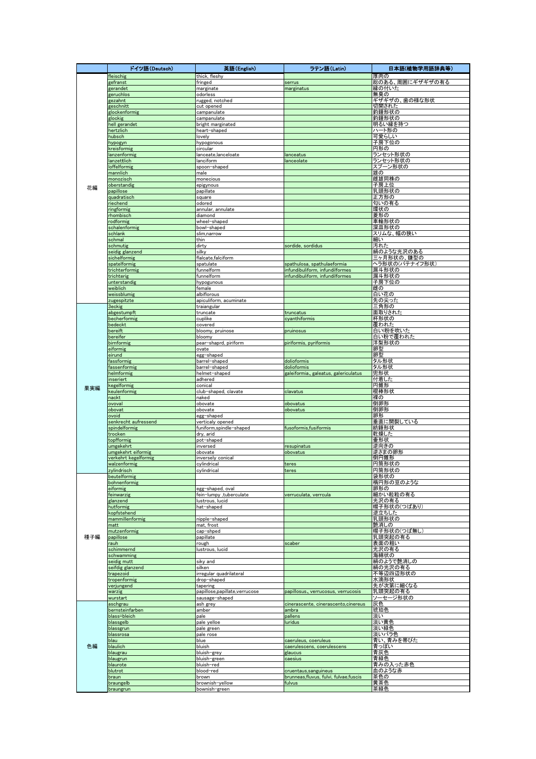| | ドイツ語(Deutsch) | 英語(English) | ラテン語(Latin) | 日本語(植物学用語辞典等) |
|---|---|---|---|---|
| 花編 | fleischig | thick, fleshy | | 厚肉の |
| | gefranst | fringed | serrus | 総のある、周囲にギザギザの有る |
| | gerandet | marginate | marginatus | 縁の付いた |
| | geruchlos | odorless | | 無臭の |
| | gezahnt | rugged, notched | | ギザギザの、歯の様な形状 |
| | geschnitt | cut opened | | 切開された |
| | glockenformig | campanulate | | 釣鐘形状の |
| | glockig | campanulate | | 釣鐘形状の |
| | hell gerandet | bright marginated | | 明るい縁を持つ |
| | hertzlich | heart-shaped | | ハート形の |
| | hubsch | lovely | | 可愛らしい |
| | hypogyn | hypogonous | | 子房下位の |
| | kreisformig | circular | | 円形の |
| | lanzenformig | lanceate,lanceloate | lanceatus | ランセット形状の |
| | lanzettlich | lanciform | lanceolate | ランセット形状の |
| | loffelformig | spoon-shaped | | スプーン形状の |
| | mannlich | male | | 雄の |
| | monozisch | monecious | | 雌雄同株の |
| | oberstandig | epigynous | | 子房上位 |
| | papillose | papillate | | 乳頭形状の |
| | quadratisch | square | | 正方形の |
| | riechend | odored | | 匂いの有る |
| | ringformig | annular, annulate | | 環状の |
| | rhombisch | diamond | | 菱形の |
| | rodformig | wheel-shaped | | 車輪形状の |
| | schalenformig | bowl-shaped | | 深皿形状の |
| | schlank | slim,narrow | | スリムな、幅の狭い |
| | schmal | thin | | 細い |
| | schmutig | dirty | sordide, sordidus | 汚れた |
| | seidig glanzend | silky | | 絹のような光沢のある |
| | sichelformig | flalcate,falciform | | 三ヶ月形状の、鎌型の |
| | spatelformig | spatulate | spathulosa, spathulaeformia | ヘラ形状の(パテナイフ形状) |
| | trichterformig | funnelform | infundibuliform, infundilformes | 漏斗形状の |
| | trichterig | funnelform | infundibuliform, infundilformes | 漏斗形状の |
| | unterstandig | hypogunous | | 子房下位の |
| | weiblich | female | | 雌の |
| | weissblumig | albiflorous | | 白い花の |
| | zugespitzte | apiculiform, acuminate | | 先の尖った |
| 果実編 | 3eckig | traiangular | | 三角形の |
| | abgestumpft | truncate | truncatus | 面取りされた |
| | becherformig | cuplike | cyanthiformis | 杯形状の |
| | bedeckt | covered | | 覆われた |
| | bereift | bloomy, pruinose | pruinosus | 白い粉を吹いた |
| | bereifer | bloomy | | 白い粉で覆われた |
| | birnformig | pear-shaprd, piriform | piriformis, pyriformis | 洋梨形状の |
| | eiformig | ovate | | 卵型 |
| | eirund | egg-shaped | | 卵型 |
| | fassformig | barrel-shaped | dolioformis | タル形状 |
| | fassenformig | barrel-shaped | dolioformis | タル形状 |
| | helmformig | helmet-shaped | galeiformia、galeatus, galericulatus | 兜形状 |
| | inseriert | adhered | | 付着した |
| | kegelformig | conical | | 円錐形 |
| | keulenformig | club-shaped, clavate | clavatus | 棍棒形状 |
| | nackt | naked | | 裸の |
| | ovoval | obovate | obovatus | 倒卵形 |
| | obovat | obovate | obovatus | 倒卵形 |
| | ovoid | egg-shaped | | 卵形 |
| | senkrecht aufressend | verticaly opened | | 垂直に開裂している |
| | spindelformig | funiform,spindle-shaped | fusoformis,fusiformis | 紡錘形状 |
| | trocken | dry, arid | | 乾燥した |
| | topfformig | pot-shaped | | 壷形状 |
| | umgekehrt | inversed | resupinatus | 逆向きの |
| | umgekehrt eiformig | obovate | obovatus | 逆さまの卵形 |
| | verkehrt kegelformig | inversely conical | | 倒円錐形 |
| | walzenformig | cylindrical | teres | 円筒形状の |
| | zylindrisch | cylindrical | teres | 円筒形状の |
| 種子編 | beutelformig | | | 袋形状の |
| | bohnenformig | | | 楕円形の豆のような |
| | eiformig | egg-shaped, oval | | 卵形の |
| | feinwarzig | fein-lumpy ,tuberculate | verruculata, verrcula | 細かい粒粒の有る |
| | glanzend | lustrous, lucid | | 光沢の有る |
| | hutformig | hat-shaped | | 帽子形状の(つばあり) |
| | kopfstehend | | | 逆立ちした |
| | mammillenformig | nipple-shaped | | 乳頭形状の |
| | matt | mat, frost | | 艶消しの |
| | mutzenformig | cap-shped | | 帽子形状の(つば無し) |
| | papillose | papillate | | 乳頭突起の有る |
| | rauh | rough | scaber | 表面の粗い |
| | schimmernd | lustrous, lucid | | 光沢の有る |
| | schwamming | | | 海綿状の |
| | seidig mutt | siky and | | 絹のようで艶消しの |
| | seifdig glanzend | silken | | 絹の光沢の有る |
| | trapezoid | irregular quadrilateral | | 不等辺四辺形状の |
| | tropenformig | drop-shaped | | 水滴形状 |
| | verjungend | tapering | | 先が次第に細くなる |
| | warzig | papillose,papillate,verrucose | papillosus、verrucosus, verrucosis | 乳頭突起の有る |
| | wurstart | sausage-shaped | | ソーセージ形状の |
| 色編 | aschgrau | ash grey | cinerascente, cinerascento,cinereus | 灰色 |
| | bernsteinfarben | amber | ambra | 琥珀色 |
| | blass=bleich | pale | pallens | 淡い |
| | blassgelb | pale yelloe | luridus | 淡い黄色 |
| | blassgrun | pale green | | 淡い緑色 |
| | blassrosa | pale rose | | 淡いバラ色 |
| | blau | blue | caeruleus, coeruleus | 青い、青みを帯びた |
| | blaulich | bluish | caerulescens, coerulescens | 青っぽい |
| | blaugrau | bluish-grey | glaucus | 青灰色 |
| | blaugrun | bluish-green | caesius | 青緑色 |
| | blaurote | bluish-red | | 青みの入った赤色 |
| | blutrot | blood-red | cruentaus,sanguineus | 血のような赤 |
| | braun | brown | brunneas,fluvus, fulvi, fulvae,fuscis | 茶色の |
| | braungelb | brownish-yellow | fulvus | 黄茶色 |
| | braungrun | bownish-green | | 茶緑色 |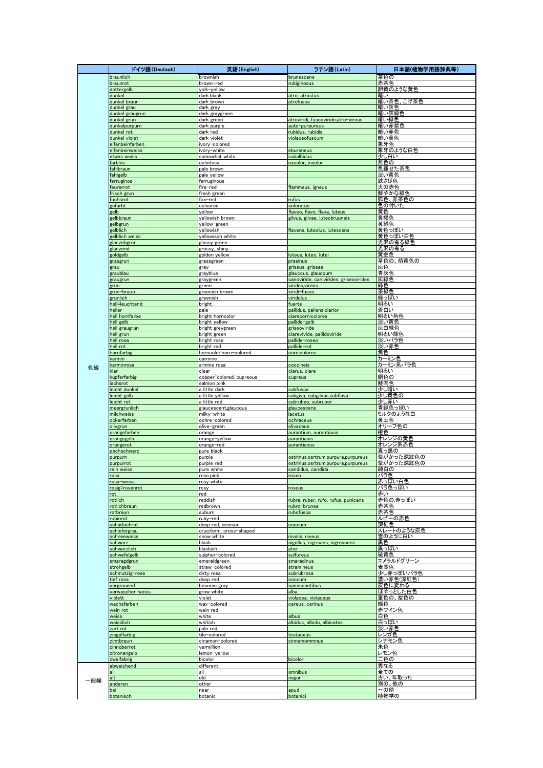| | ドイツ語(Deutsch) | 英語(English) | ラテン語(Latin) | 日本語(植物学用語辞典等) |
|---|---|---|---|---|
| 色編 | braunlich | brownish | brunescens | 茶色の |
| | braunrot | brown-red | rubiginosus | 赤茶色 |
| | dottergelb | yolk-yellow | | 卵黄のような黄色 |
| | dunkel | dark,black | atro, atrastus | 暗い |
| | dunkel braun | dark brown | atrofusca | 暗い茶色、こげ茶色 |
| | dunkel grau | dark gray | | 暗い灰色 |
| | dunkel graugrun | dark graygreen | | 暗い灰緑色 |
| | dunkel grun | dark green | atroviridi, fuscoviride,atro-vireus | 暗い緑色 |
| | dunkelpurpurn | dark purple | auto-purpureus | 暗い赤紫色 |
| | dunkel rot | dark red | rubidus, rubidis | 暗い赤色 |
| | dunkel violet | dark violet | violaceofuscum | 暗い菫色 |
| | elfenbeinfarben | ivory-colored | | 象牙色 |
| | elfenbeinweiss | ivory-white | ebureneus | 象牙のような白色 |
| | etwas weiss | somewhat white | subalbidus | 少し白い |
| | farblos | colorless | excolor, incolor | 無色の |
| | fahlbraun | pale brown | | 色褪せた茶色 |
| | fahlgelb | pale yellow | | 淡い黄色 |
| | ferruginos | ferruginous | | 鉄さび色 |
| | feurerrot | fire-red | flammeus, igneus | 火の赤色 |
| | frisch grun | fresh green | | 鮮やかな緑色 |
| | fuchsrot | fox-red | rufus | 狐色、赤茶色の |
| | gefarbt | coloured | coloratus | 色の付いた |
| | gelb | yellow | flaveo, flavo, flava, luteus | 黄色 |
| | gelbbraun | yellowish brown | gilvus, gilvae, luteobruuneis | 黄褐色 |
| | gelbgrun | yellow-green | | 黄緑色 |
| | gelblich | yellowish | flavens, luteolus, lutescens | 黄色っぽい |
| | gelblich weiss | yellowisch white | | 黄色っぽい白色 |
| | glanzebgrun | glossy green | | 光沢の有る緑色 |
| | glanzend | grossy, shiny | | 光沢の有る |
| | goldgelb | golden yellow | luteus, luteo, lutei | 黄金色 |
| | grasgrun | grassgreen | prasinus | 草色の、萌黄色の |
| | grau | gray | griseus, griseae | 灰色 |
| | graublau | grayblue | glauccus, glauccum | 青灰色 |
| | graugrun | graygreen | canoviride, canivirides, griseovirides | 灰緑色 |
| | grun | green | virides,virens | 緑色 |
| | grun-braun | greenish brown | viridi-fusco | 茶緑色 |
| | grunlich | greenish | viridulus | 緑っぽい |
| | hell=leuchtend | bright | fuerte | 明るい |
| | heller | pale | pallidus, pallens,clarior | 蒼白い |
| | hell hornfarbe | bright horncolor | clarecornicolores | 明るい角色 |
| | hell gelb | bright yellow | pallide-gelb | 淡い黄色 |
| | hell graugrun | bright greygreen | griseoviride | 灰白緑色 |
| | hell grun | bright green | clarevivide, pallidoviride | 明るい緑色 |
| | hell rosa | bright rose | pallide-roseo | 淡いバラ色 |
| | hell rot | bright red | pallide-rot | 淡い赤色 |
| | hornfarbig | horncolor,horn-colored | cornicolores | 角色 |
| | karmin | carmine | | カーミン色 |
| | karminrosa | armine rosa | coccineis | カーミン系バラ色 |
| | klar | clear | clarus, clare | 明るい |
| | kupferfarbig | copper˚colored, cupreous | cupreus | 銅色の |
| | lachsrot | salmon pink | | 鮭肉色 |
| | leicht dunkel | a little dark | subfusca | 少し暗い |
| | leicht gelb | a little yellow | subgiva, subgilvus,subflava | 少し黄色の |
| | leicht rot | a little red | subrubeo, subruber | 少し赤い |
| | meergrunlich | glaucescent,glaucous | glaucescens | 青緑色っぽい |
| | milchweiss | milky-white | lacetus | ミルクのような白 |
| | ockerfarben | ochre-colored | ochraceus | 黄土色 |
| | olivgrun | olive-green | olivaceus | オリーブ色の |
| | orangefarben | orange | aurantium, aurantiacis | 橙色 |
| | orangegelb | orange-yellow | aurantiacis | オレンジの黄色 |
| | orangerot | orange-red | aurantiacus | オレンジ系赤色 |
| | pechschwarz | pure black | | 真っ黒の |
| | purpurn | purple | ostrinus,osrtrum,purpura,purpureus | 紫がかった深紅色の |
| | purpurrot | purple red | ostrinus,osrtrum,purpura,purpureus | 紫がかった深紅色の |
| | rein weiss | pure white | candidus, candida | 純白の |
| | rosa | rose,pink | roseo | バラ色 |
| | rosa-weiss | rosy white | | 赤っぽい白色 |
| | rosig=rosenrot | rosy | roseus | バラ色っぽい |
| | rot | red | | 赤い |
| | rotlich | reddish | rubra, ruber, rufo, rufus, punicans | 赤色の,赤っぽい |
| | rotlichbraun | redbrown | rubro-brunea | 赤茶色 |
| | rotbraun | auburn | rubofusca | 赤茶色 |
| | rubinrot | ruby-red | | ルビーの赤色 |
| | scharlachrot | deep red, crimson | coccum | 深紅色 |
| | schiefergrau | cruciform, cross-shaped | | スレートのような灰色 |
| | schneeweiss | snow white | nivalis, niveus | 雪のように白い |
| | schwarz | black | nigellus, nigricans, nigrescens | 黒色 |
| | schwarzlich | blackish | ater | 黒っぽい |
| | schwefelgelb | sulphur-colored | sulfureus | 硫黄色 |
| | smaragdgrun | emeraldgreen | smaradinus | エメラルドグリーン |
| | strohgelb | straw-colored | stramineus | 麦藁色 |
| | schmutzig-rosa | dirty rosa | subrubrosa | 少し赤っぽいバラ色 |
| | tief rosa | deep red | coccum | 濃い赤色(深紅色) |
| | vergrauend | become gray | canescentibus | 灰色に変わる |
| | verwaschen weiss | grow white | alba | ぼやっとした白色 |
| | violett | violet | violacea, violaceus | 菫色の、紫色の |
| | wachsfarben | wax-colored | cereus, cerinus | 蝋色 |
| | wein rot | wein red | | 赤ワイン色 |
| | weiss | white | albus | 白色 |
| | weisslich | whitish | albidus, albido, albicates | 白っぽい |
| | zart rot | pale red | | 淡い赤色 |
| | ziegelfarbig | tile-colored | testaceus | レンガ色 |
| | zimtbraun | cinamon-colored | cinnamommnus | シナモン色 |
| | zinnoberrot | vermillion | | 朱色 |
| | zitronengelb | lemon-yellow | | レモン色 |
| | zweifabrig | bicolor | bicolor | 二色の |
| 一般編 | abweichend | different | | 異なる |
| | all | all | omnibus | 全ての |
| | alt | old | major | 古い、年取った |
| | anderen | other | | 別の。他の |
| | bei | near | apud | ～の傍 |
| | botanisch | botanic | botanici | 植物学の |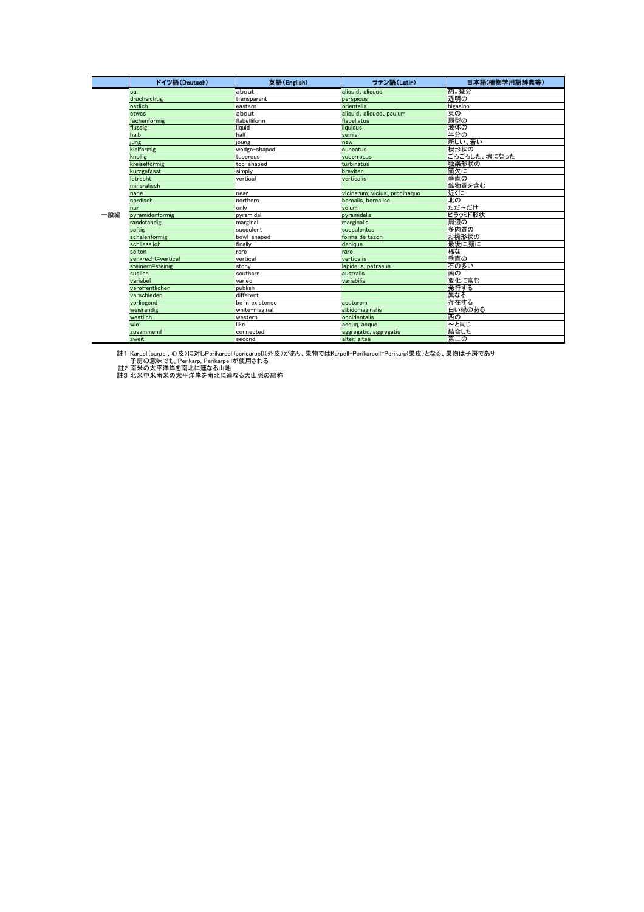| | ドイツ語(Deutsch) | 英語(English) | ラテン語(Latin) | 日本語(植物学用語辞典等) |
|---|---|---|---|---|
| 一般編 | ca. | about | aliquid、aliquod | 約、幾分 |
| | druchsichtig | transparent | perspicus | 透明の |
| | ostlich | eastern | orientalis | higasino |
| | etwas | about | aliquid、aliquod、paulum | 東の |
| | fachenformig | flabelliform | flabellatus | 扇型の |
| | flussig | liquid | liquidus | 液体の |
| | halb | half | semis | 半分の |
| | jung | joung | new | 新しい、若い |
| | kielformig | wedge-shaped | cuneatus | 楔形状の |
| | knollig | tuberous | yuberrosus | ごろごろした、塊になった |
| | kreiselformig | top-shaped | turbinatus | 独楽形状の |
| | kurzgefasst | simply | breviter | 簡欠に |
| | lotrecht | vertical | verticalis | 垂直の |
| | mineralisch | | | 鉱物質を含む |
| | nahe | near | vicinarum, vicius、propinaquo | 近くに |
| | nordisch | northern | borealis, borealise | 北の |
| | nur | only | solum | ただ～だけ |
| | pyramidenformig | pyramidal | pyramidalis | ピラッミド形状 |
| | randstandig | marginal | marginalis | 周辺の |
| | saftig | succulent | succulentus | 多肉質の |
| | schalenformig | bowl-shaped | forma de tazon | お椀形状の |
| | schliesslich | finally | denique | 最後に,類に |
| | selten | rare | raro | 稀な |
| | senkrecht=vertical | vertical | verticalis | 垂直の |
| | steinern=steinig | stony | lapideus, petraeus | 石の多い |
| | sudlich | southern | australis | 南の |
| | variabel | varied | variabilis | 変化に富む |
| | veroffentlichen | publish | | 発行する |
| | verschieden | different | | 異なる |
| | vorliegend | be in existence | acutorem | 存在する |
| | weisrandig | white-maginal | albidomaginalis | 白い縁のある |
| | westlich | western | occidentalis | 西の |
| | wie | like | aequq, aeque | ～と同じ |
| | zusammend | connected | aggregatio, aggregatis | 結合した |
| | zweit | second | alter, altea | 第二の |

註1 Karpell(carpel、心皮)に対しPerikarpell(pericarpel)(外皮)があり、果物ではKarpell+Perikarpell=Perikarp(果皮)となる、果物は子房であり
子房の意味でも。Perikarp, Perikarpellが使用される

註2 南米の太平洋岸を南北に連なる山地

註3 北米中米南米の太平洋岸を南北に連なる大山脈の総称